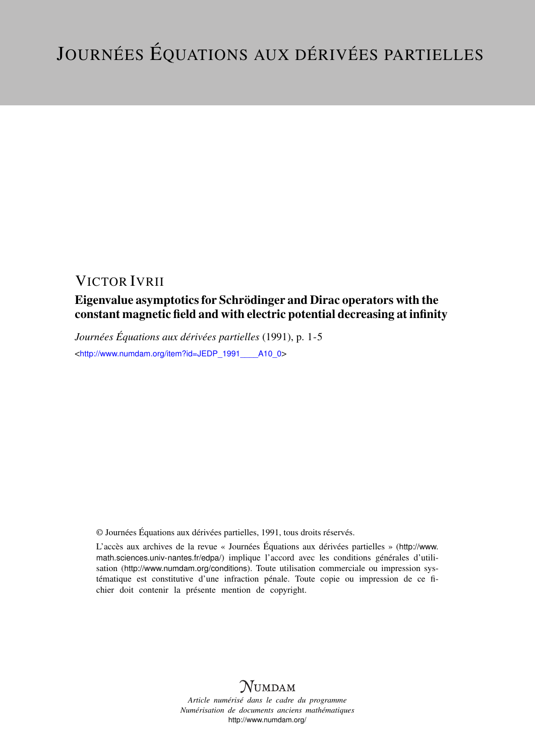# Journées Équations aux dérivées partielles

## Victor Ivrii

### Eigenvalue asymptotics for Schrödinger and Dirac operators with the constant magnetic field and with electric potential decreasing at infinity

*Journées Équations aux dérivées partielles* (1991), p. 1-5

<http://www.numdam.org/item?id=JEDP_1991____A10_0>

© Journées Équations aux dérivées partielles, 1991, tous droits réservés.

L'accès aux archives de la revue « Journées Équations aux dérivées partielles » (http://www.math.sciences.univ-nantes.fr/edpa/) implique l'accord avec les conditions générales d'utilisation (http://www.numdam.org/conditions). Toute utilisation commerciale ou impression systématique est constitutive d'une infraction pénale. Toute copie ou impression de ce fichier doit contenir la présente mention de copyright.

NUMDAM

*Article numérisé dans le cadre du programme Numérisation de documents anciens mathématiques*

http://www.numdam.org/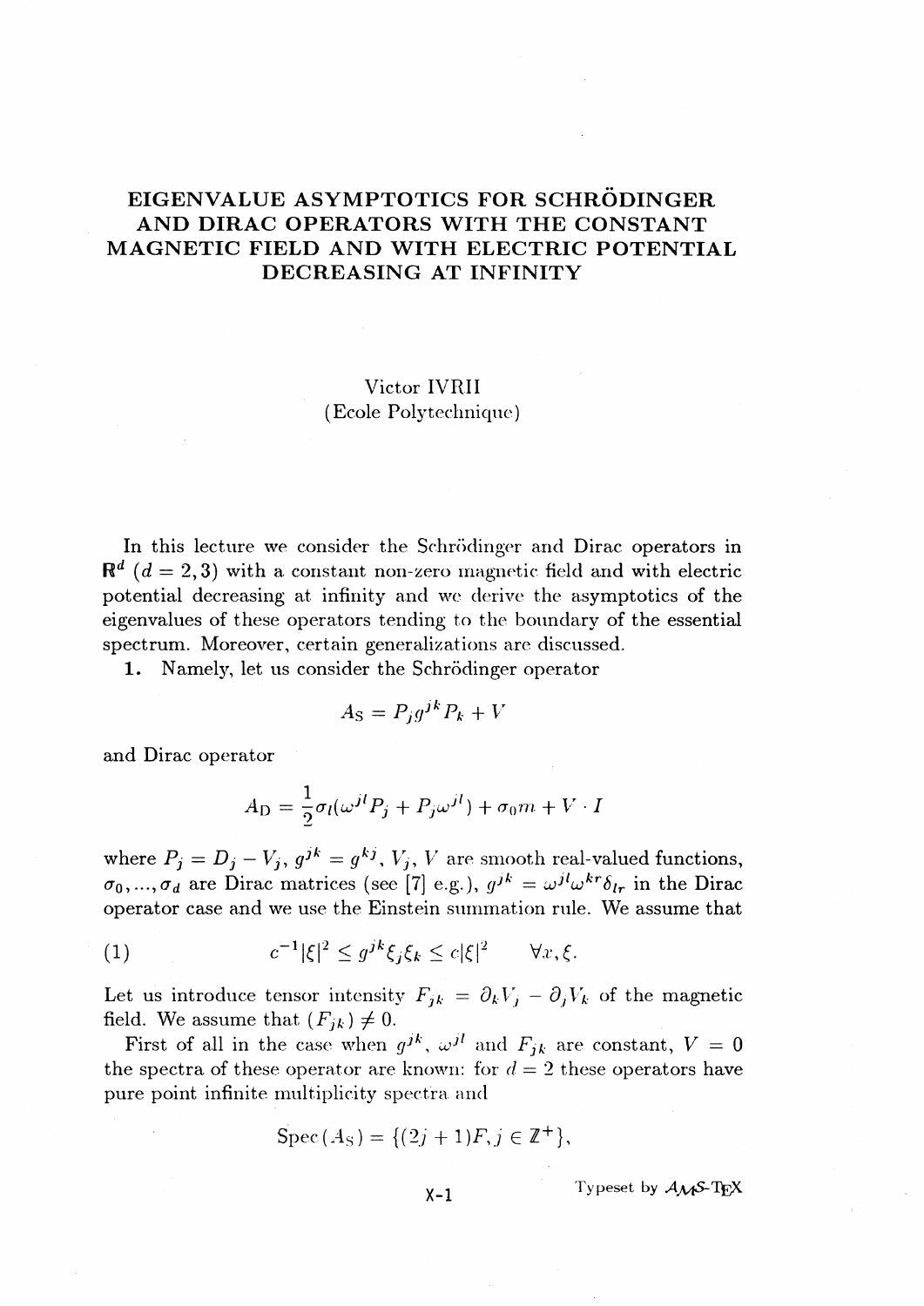# EIGENVALUE ASYMPTOTICS FOR SCHRÖDINGER AND DIRAC OPERATORS WITH THE CONSTANT MAGNETIC FIELD AND WITH ELECTRIC POTENTIAL DECREASING AT INFINITY

Victor IVRII
(Ecole Polytechnique)

In this lecture we consider the Schrödinger and Dirac operators in $\mathbf{R}^d$ $(d = 2, 3)$ with a constant non-zero magnetic field and with electric potential decreasing at infinity and we derive the asymptotics of the eigenvalues of these operators tending to the boundary of the essential spectrum. Moreover, certain generalizations are discussed.

**1.** Namely, let us consider the Schrödinger operator

$$A_{\mathrm{S}} = P_j g^{jk} P_k + V$$

and Dirac operator

$$A_{\mathrm{D}} = \frac{1}{2}\sigma_l(\omega^{jl}P_j + P_j\omega^{jl}) + \sigma_0 m + V \cdot I$$

where $P_j = D_j - V_j$, $g^{jk} = g^{kj}$, $V_j$, $V$ are smooth real-valued functions, $\sigma_0, ..., \sigma_d$ are Dirac matrices (see [7] e.g.), $g^{jk} = \omega^{jl}\omega^{kr}\delta_{lr}$ in the Dirac operator case and we use the Einstein summation rule. We assume that

$$c^{-1}|\xi|^2 \leq g^{jk}\xi_j\xi_k \leq c|\xi|^2 \qquad \forall x, \xi. \tag{1}$$

Let us introduce tensor intensity $F_{jk} = \partial_k V_j - \partial_j V_k$ of the magnetic field. We assume that $(F_{jk}) \neq 0$.

First of all in the case when $g^{jk}$, $\omega^{jl}$ and $F_{jk}$ are constant, $V = 0$ the spectra of these operator are known: for $d = 2$ these operators have pure point infinite multiplicity spectra and

$$\mathrm{Spec}(A_{\mathrm{S}}) = \{(2j+1)F, j \in \mathbb{Z}^+\},$$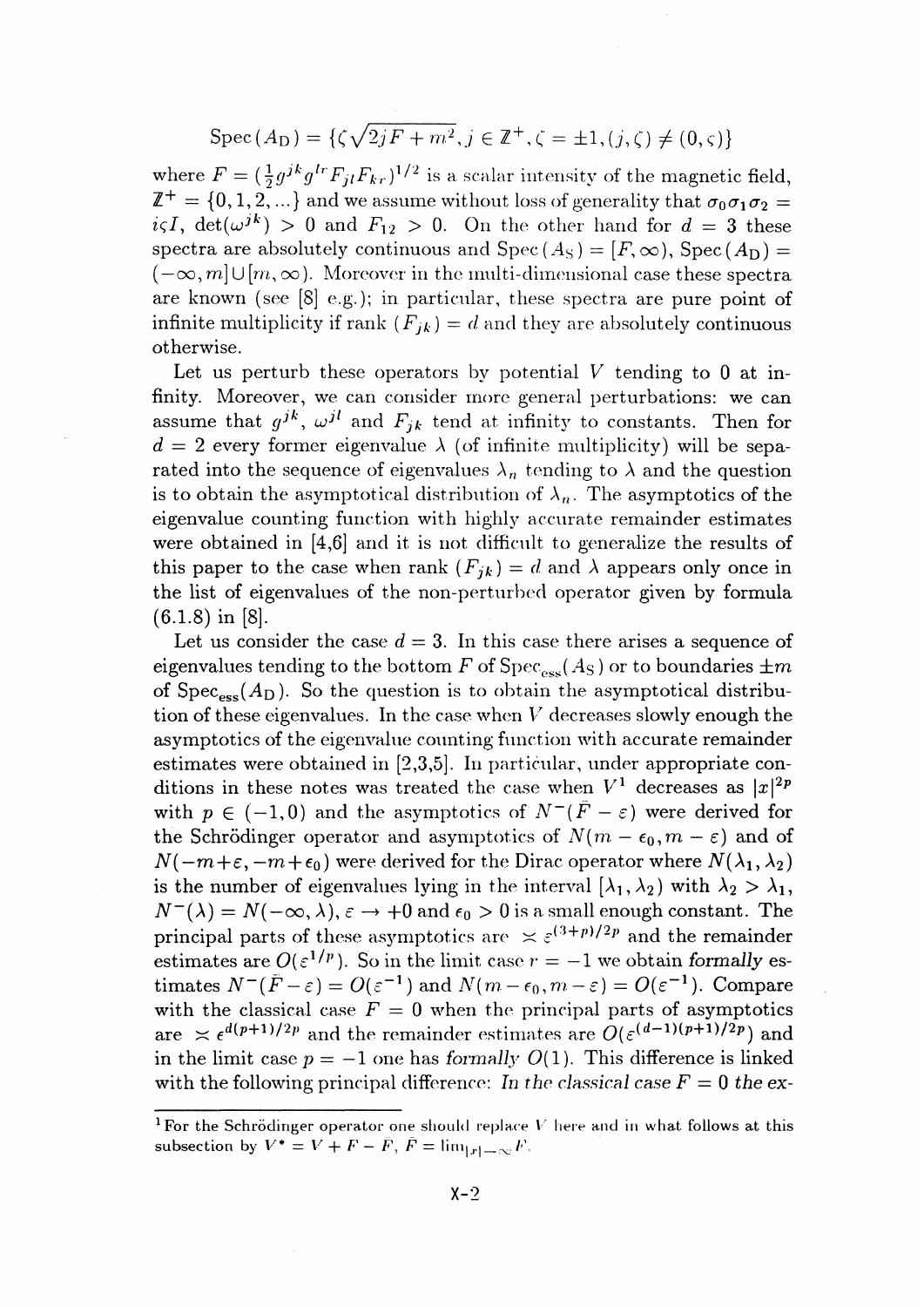$$\operatorname{Spec}(A_{\mathrm{D}})=\{\zeta\sqrt{2jF+m^2}, j\in\mathbb{Z}^+,\zeta=\pm 1,(j,\zeta)\neq(0,\varsigma)\}$$

where $F=(\frac{1}{2}g^{jk}g^{lr}F_{jl}F_{kr})^{1/2}$ is a scalar intensity of the magnetic field, $\mathbb{Z}^+=\{0,1,2,...\}$ and we assume without loss of generality that $\sigma_0\sigma_1\sigma_2=i\varsigma I$, $\det(\omega^{jk})>0$ and $F_{12}>0$. On the other hand for $d=3$ these spectra are absolutely continuous and $\operatorname{Spec}(A_{\mathrm{S}})=[F,\infty)$, $\operatorname{Spec}(A_{\mathrm{D}})=(-\infty,m]\cup[m,\infty)$. Moreover in the multi-dimensional case these spectra are known (see [8] e.g.); in particular, these spectra are pure point of infinite multiplicity if rank $(F_{jk})=d$ and they are absolutely continuous otherwise.

Let us perturb these operators by potential $V$ tending to 0 at infinity. Moreover, we can consider more general perturbations: we can assume that $g^{jk}$, $\omega^{jl}$ and $F_{jk}$ tend at infinity to constants. Then for $d=2$ every former eigenvalue $\lambda$ (of infinite multiplicity) will be separated into the sequence of eigenvalues $\lambda_n$ tending to $\lambda$ and the question is to obtain the asymptotical distribution of $\lambda_n$. The asymptotics of the eigenvalue counting function with highly accurate remainder estimates were obtained in [4,6] and it is not difficult to generalize the results of this paper to the case when rank $(F_{jk})=d$ and $\lambda$ appears only once in the list of eigenvalues of the non-perturbed operator given by formula (6.1.8) in [8].

Let us consider the case $d=3$. In this case there arises a sequence of eigenvalues tending to the bottom $F$ of $\operatorname{Spec}_{\mathrm{ess}}(A_{\mathrm{S}})$ or to boundaries $\pm m$ of $\operatorname{Spec}_{\mathrm{ess}}(A_{\mathrm{D}})$. So the question is to obtain the asymptotical distribution of these eigenvalues. In the case when $V$ decreases slowly enough the asymptotics of the eigenvalue counting function with accurate remainder estimates were obtained in [2,3,5]. In particular, under appropriate conditions in these notes was treated the case when $V$[1] decreases as $|x|^{2p}$ with $p\in(-1,0)$ and the asymptotics of $N^-(\bar{F}-\varepsilon)$ were derived for the Schrödinger operator and asymptotics of $N(m-\epsilon_0,m-\varepsilon)$ and of $N(-m+\varepsilon,-m+\epsilon_0)$ were derived for the Dirac operator where $N(\lambda_1,\lambda_2)$ is the number of eigenvalues lying in the interval $[\lambda_1,\lambda_2)$ with $\lambda_2>\lambda_1$, $N^-(\lambda)=N(-\infty,\lambda)$, $\varepsilon\to+0$ and $\epsilon_0>0$ is a small enough constant. The principal parts of these asymptotics are $\asymp\varepsilon^{(3+p)/2p}$ and the remainder estimates are $O(\varepsilon^{1/p})$. So in the limit case $r=-1$ we obtain *formally* estimates $N^-(\bar{F}-\varepsilon)=O(\varepsilon^{-1})$ and $N(m-\epsilon_0,m-\varepsilon)=O(\varepsilon^{-1})$. Compare with the classical case $F=0$ when the principal parts of asymptotics are $\asymp\epsilon^{d(p+1)/2p}$ and the remainder estimates are $O(\varepsilon^{(d-1)(p+1)/2p})$ and in the limit case $p=-1$ one has *formally* $O(1)$. This difference is linked with the following principal difference: *In the classical case $F=0$ the ex-*

[1] For the Schrödinger operator one should replace $V$ here and in what follows at this subsection by $V^*=V+F-\bar{F}$, $\bar{F}=\lim_{|x|\to\infty}F$.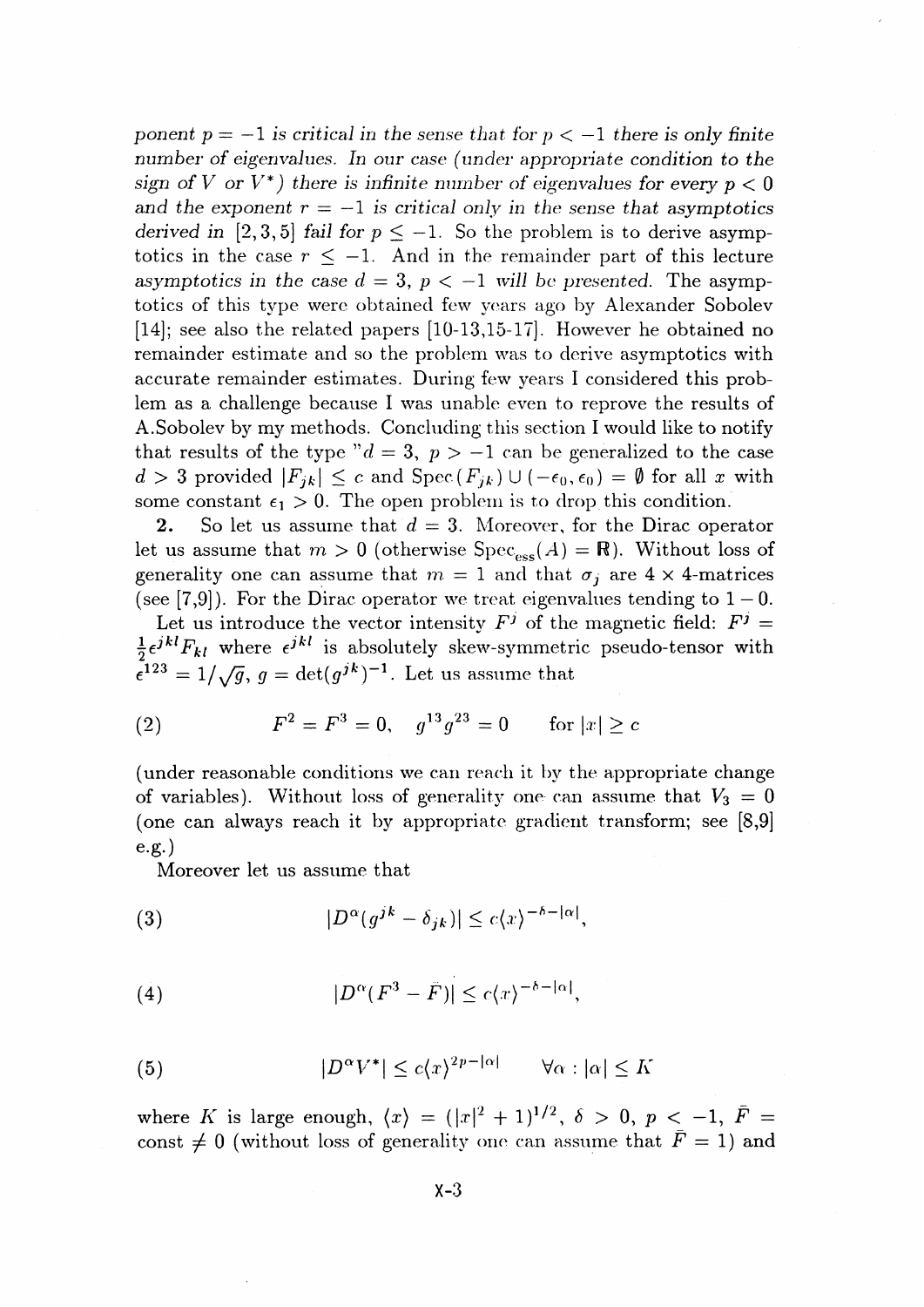*ponent $p = -1$ is critical in the sense that for $p < -1$ there is only finite number of eigenvalues. In our case (under appropriate condition to the sign of $V$ or $V^*$) there is infinite number of eigenvalues for every $p < 0$ and the exponent $r = -1$ is critical only in the sense that asymptotics derived in [2,3,5] fail for $p \le -1$. So the problem is to derive asymptotics in the case $r \le -1$. And in the remainder part of this lecture asymptotics in the case $d = 3$, $p < -1$ will be presented.* The asymptotics of this type were obtained few years ago by Alexander Sobolev [14]; see also the related papers [10-13,15-17]. However he obtained no remainder estimate and so the problem was to derive asymptotics with accurate remainder estimates. During few years I considered this problem as a challenge because I was unable even to reprove the results of A.Sobolev by my methods. Concluding this section I would like to notify that results of the type "$d = 3$, $p > -1$ can be generalized to the case $d > 3$ provided $|F_{jk}| \le c$ and $\operatorname{Spec}(F_{jk}) \cup (-\epsilon_0, \epsilon_0) = \emptyset$ for all $x$ with some constant $\epsilon_1 > 0$. The open problem is to drop this condition.

**2.** So let us assume that $d = 3$. Moreover, for the Dirac operator let us assume that $m > 0$ (otherwise $\operatorname{Spec}_{\mathrm{ess}}(A) = \mathbf{R}$). Without loss of generality one can assume that $m = 1$ and that $\sigma_j$ are $4 \times 4$-matrices (see [7,9]). For the Dirac operator we treat eigenvalues tending to $1 - 0$.

Let us introduce the vector intensity $F^j$ of the magnetic field: $F^j = \frac{1}{2}\epsilon^{jkl}F_{kl}$ where $\epsilon^{jkl}$ is absolutely skew-symmetric pseudo-tensor with $\epsilon^{123} = 1/\sqrt{g}$, $g = \det(g^{jk})^{-1}$. Let us assume that

$$F^2 = F^3 = 0, \quad g^{13}g^{23} = 0 \qquad \text{for } |x| \ge c \tag{2}$$

(under reasonable conditions we can reach it by the appropriate change of variables). Without loss of generality one can assume that $V_3 = 0$ (one can always reach it by appropriate gradient transform; see [8,9] e.g.)

Moreover let us assume that

$$|D^\alpha(g^{jk} - \delta_{jk})| \le c\langle x\rangle^{-\delta-|\alpha|}, \tag{3}$$

$$|D^\alpha(F^3 - \bar{F})| \le c\langle x\rangle^{-\delta-|\alpha|}, \tag{4}$$

$$|D^\alpha V^*| \le c\langle x\rangle^{2p-|\alpha|} \qquad \forall\alpha : |\alpha| \le K \tag{5}$$

where $K$ is large enough, $\langle x\rangle = (|x|^2 + 1)^{1/2}$, $\delta > 0$, $p < -1$, $\bar{F} = \mathrm{const} \ne 0$ (without loss of generality one can assume that $\bar{F} = 1$) and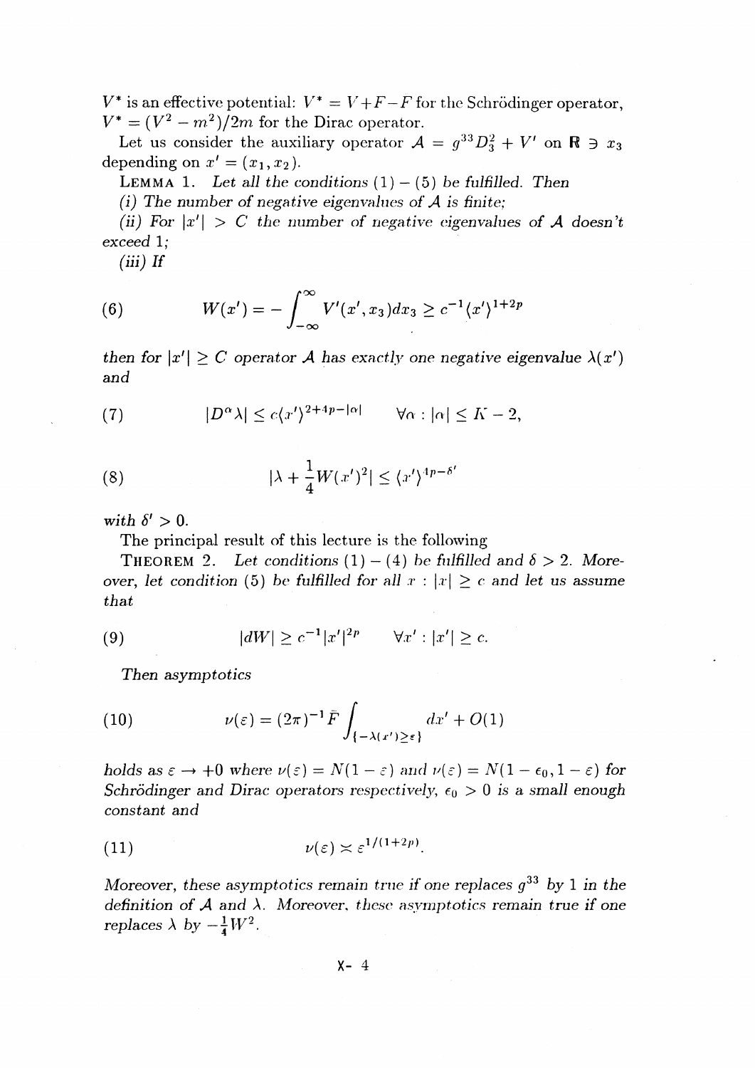$V^*$ is an effective potential: $V^* = V + F - F$ for the Schrödinger operator, $V^* = (V^2 - m^2)/2m$ for the Dirac operator.

Let us consider the auxiliary operator $\mathcal{A} = g^{33}D_3^2 + V'$ on $\mathbf{R} \ni x_3$ depending on $x' = (x_1, x_2)$.

LEMMA 1. *Let all the conditions $(1) - (5)$ be fulfilled. Then*

*(i) The number of negative eigenvalues of $\mathcal{A}$ is finite;*

*(ii) For $|x'| > C$ the number of negative eigenvalues of $\mathcal{A}$ doesn't exceed 1;*

*(iii) If*

$$W(x') = -\int_{-\infty}^{\infty} V'(x', x_3)dx_3 \geq c^{-1}\langle x'\rangle^{1+2p} \tag{6}$$

*then for $|x'| \geq C$ operator $\mathcal{A}$ has exactly one negative eigenvalue $\lambda(x')$ and*

$$|D^\alpha \lambda| \leq c\langle x'\rangle^{2+4p-|\alpha|} \qquad \forall \alpha : |\alpha| \leq K - 2, \tag{7}$$

$$|\lambda + \frac{1}{4}W(x')^2| \leq \langle x'\rangle^{4p-\delta'} \tag{8}$$

*with $\delta' > 0$.*

The principal result of this lecture is the following

THEOREM 2. *Let conditions $(1) - (4)$ be fulfilled and $\delta > 2$. Moreover, let condition (5) be fulfilled for all $x : |x| \geq c$ and let us assume that*

$$|dW| \geq c^{-1}|x'|^{2p} \qquad \forall x' : |x'| \geq c. \tag{9}$$

*Then asymptotics*

$$\nu(\varepsilon) = (2\pi)^{-1}\bar{F}\int_{\{-\lambda(x')\geq\varepsilon\}} dx' + O(1) \tag{10}$$

*holds as $\varepsilon \to +0$ where $\nu(\varepsilon) = N(1-\varepsilon)$ and $\nu(\varepsilon) = N(1-\epsilon_0, 1-\varepsilon)$ for Schrödinger and Dirac operators respectively, $\epsilon_0 > 0$ is a small enough constant and*

$$\nu(\varepsilon) \asymp \varepsilon^{1/(1+2p)}. \tag{11}$$

*Moreover, these asymptotics remain true if one replaces $g^{33}$ by 1 in the definition of $\mathcal{A}$ and $\lambda$. Moreover, these asymptotics remain true if one replaces $\lambda$ by $-\frac{1}{4}W^2$.*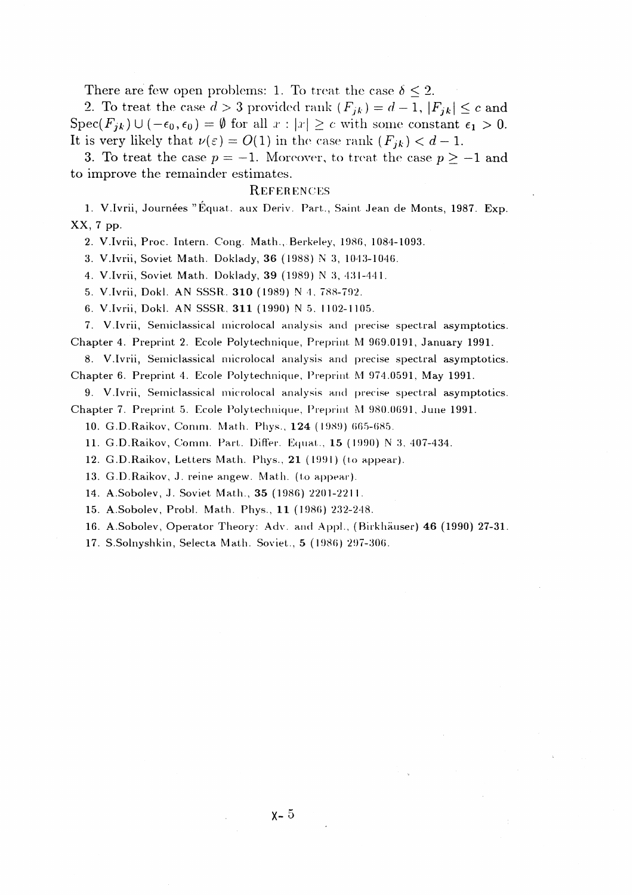There are few open problems: 1. To treat the case $\delta \leq 2$.

2. To treat the case $d > 3$ provided rank $(F_{jk}) = d - 1$, $|F_{jk}| \leq c$ and $\text{Spec}(F_{jk}) \cup (-\epsilon_0, \epsilon_0) = \emptyset$ for all $x : |x| \geq c$ with some constant $\epsilon_1 > 0$. It is very likely that $\nu(\varepsilon) = O(1)$ in the case rank $(F_{jk}) < d - 1$.

3. To treat the case $p = -1$. Moreover, to treat the case $p \geq -1$ and to improve the remainder estimates.

## References

1. V.Ivrii, Journées "Équat. aux Deriv. Part., Saint Jean de Monts, 1987. Exp. XX, 7 pp.
2. V.Ivrii, Proc. Intern. Cong. Math., Berkeley, 1986, 1084-1093.
3. V.Ivrii, Soviet Math. Doklady, **36** (1988) N 3, 1043-1046.
4. V.Ivrii, Soviet Math. Doklady, **39** (1989) N 3, 431-441.
5. V.Ivrii, Dokl. AN SSSR, **310** (1989) N 4, 788-792.
6. V.Ivrii, Dokl. AN SSSR, **311** (1990) N 5, 1102-1105.
7. V.Ivrii, Semiclassical microlocal analysis and precise spectral asymptotics. Chapter 4. Preprint 2. Ecole Polytechnique, Preprint M 969.0191, January 1991.
8. V.Ivrii, Semiclassical microlocal analysis and precise spectral asymptotics. Chapter 6. Preprint 4. Ecole Polytechnique, Preprint M 974.0591, May 1991.
9. V.Ivrii, Semiclassical microlocal analysis and precise spectral asymptotics. Chapter 7. Preprint 5. Ecole Polytechnique, Preprint M 980.0691, June 1991.
10. G.D.Raikov, Comm. Math. Phys., **124** (1989) 665-685.
11. G.D.Raikov, Comm. Part. Differ. Equat., **15** (1990) N 3, 407-434.
12. G.D.Raikov, Letters Math. Phys., **21** (1991) (to appear).
13. G.D.Raikov, J. reine angew. Math. (to appear).
14. A.Sobolev, J. Soviet Math., **35** (1986) 2201-2211.
15. A.Sobolev, Probl. Math. Phys., **11** (1986) 232-248.
16. A.Sobolev, Operator Theory: Adv. and Appl., (Birkhäuser) **46** (1990) 27-31.
17. S.Solnyshkin, Selecta Math. Soviet., **5** (1986) 297-306.